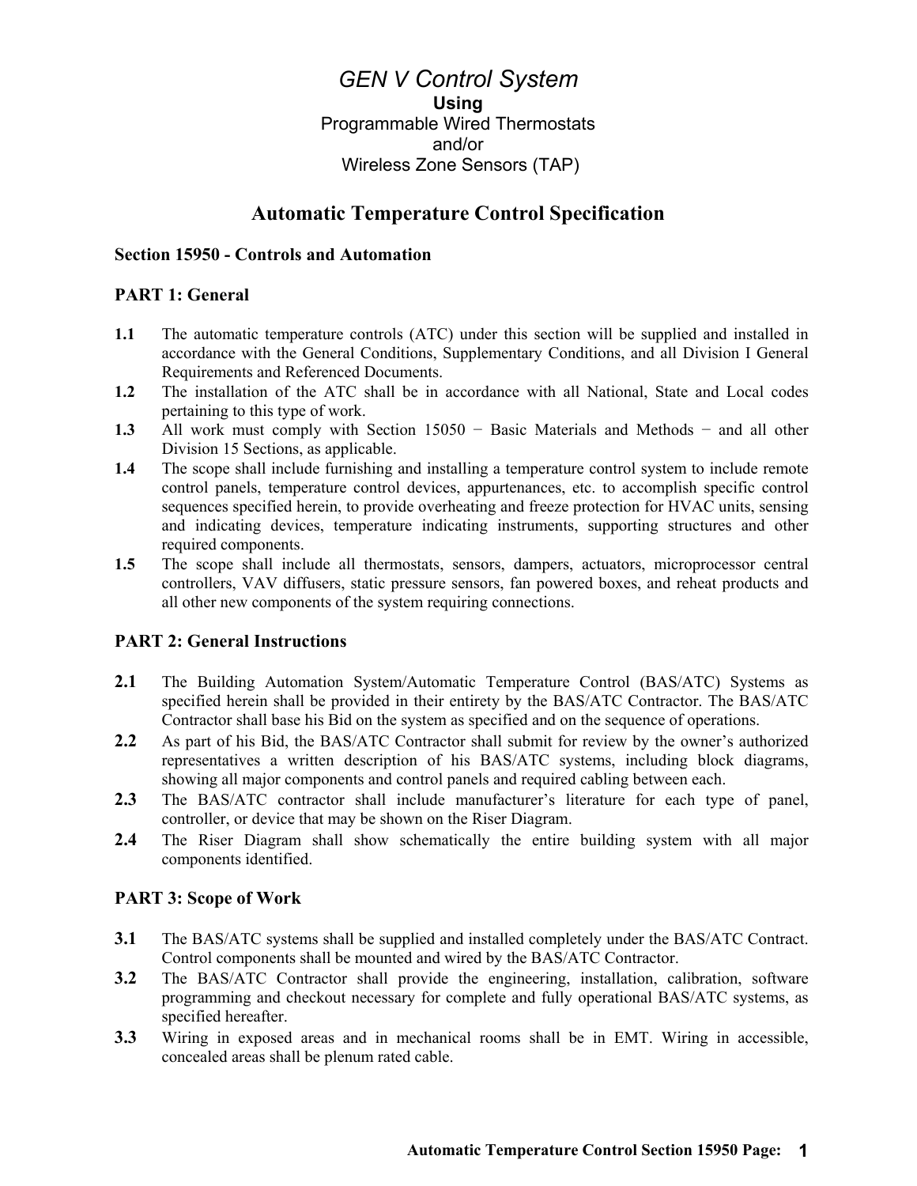# *GEN V Control System*

**Using**

Programmable Wired Thermostats

and/or

Wireless Zone Sensors (TAP)

## Automatic Temperature Control Specification

### Section 15950 - Controls and Automation

### PART 1: General

**1.1** The automatic temperature controls (ATC) under this section will be supplied and installed in accordance with the General Conditions, Supplementary Conditions, and all Division I General Requirements and Referenced Documents.

**1.2** The installation of the ATC shall be in accordance with all National, State and Local codes pertaining to this type of work.

**1.3** All work must comply with Section 15050 − Basic Materials and Methods − and all other Division 15 Sections, as applicable.

**1.4** The scope shall include furnishing and installing a temperature control system to include remote control panels, temperature control devices, appurtenances, etc. to accomplish specific control sequences specified herein, to provide overheating and freeze protection for HVAC units, sensing and indicating devices, temperature indicating instruments, supporting structures and other required components.

**1.5** The scope shall include all thermostats, sensors, dampers, actuators, microprocessor central controllers, VAV diffusers, static pressure sensors, fan powered boxes, and reheat products and all other new components of the system requiring connections.

### PART 2: General Instructions

**2.1** The Building Automation System/Automatic Temperature Control (BAS/ATC) Systems as specified herein shall be provided in their entirety by the BAS/ATC Contractor. The BAS/ATC Contractor shall base his Bid on the system as specified and on the sequence of operations.

**2.2** As part of his Bid, the BAS/ATC Contractor shall submit for review by the owner's authorized representatives a written description of his BAS/ATC systems, including block diagrams, showing all major components and control panels and required cabling between each.

**2.3** The BAS/ATC contractor shall include manufacturer's literature for each type of panel, controller, or device that may be shown on the Riser Diagram.

**2.4** The Riser Diagram shall show schematically the entire building system with all major components identified.

### PART 3: Scope of Work

**3.1** The BAS/ATC systems shall be supplied and installed completely under the BAS/ATC Contract. Control components shall be mounted and wired by the BAS/ATC Contractor.

**3.2** The BAS/ATC Contractor shall provide the engineering, installation, calibration, software programming and checkout necessary for complete and fully operational BAS/ATC systems, as specified hereafter.

**3.3** Wiring in exposed areas and in mechanical rooms shall be in EMT. Wiring in accessible, concealed areas shall be plenum rated cable.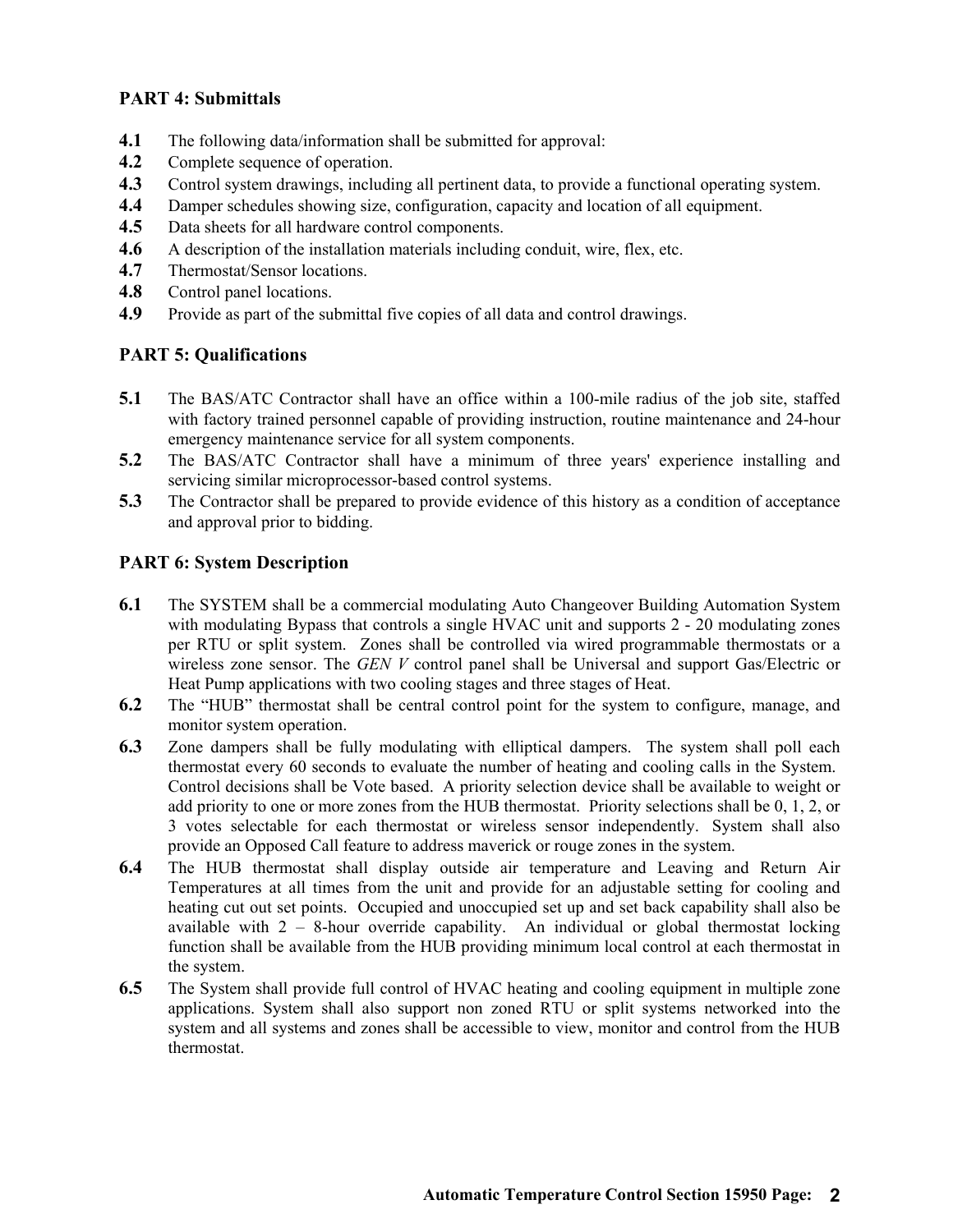## PART 4: Submittals

**4.1** The following data/information shall be submitted for approval:
**4.2** Complete sequence of operation.
**4.3** Control system drawings, including all pertinent data, to provide a functional operating system.
**4.4** Damper schedules showing size, configuration, capacity and location of all equipment.
**4.5** Data sheets for all hardware control components.
**4.6** A description of the installation materials including conduit, wire, flex, etc.
**4.7** Thermostat/Sensor locations.
**4.8** Control panel locations.
**4.9** Provide as part of the submittal five copies of all data and control drawings.

## PART 5: Qualifications

**5.1** The BAS/ATC Contractor shall have an office within a 100-mile radius of the job site, staffed with factory trained personnel capable of providing instruction, routine maintenance and 24-hour emergency maintenance service for all system components.
**5.2** The BAS/ATC Contractor shall have a minimum of three years' experience installing and servicing similar microprocessor-based control systems.
**5.3** The Contractor shall be prepared to provide evidence of this history as a condition of acceptance and approval prior to bidding.

## PART 6: System Description

**6.1** The SYSTEM shall be a commercial modulating Auto Changeover Building Automation System with modulating Bypass that controls a single HVAC unit and supports 2 - 20 modulating zones per RTU or split system. Zones shall be controlled via wired programmable thermostats or a wireless zone sensor. The *GEN V* control panel shall be Universal and support Gas/Electric or Heat Pump applications with two cooling stages and three stages of Heat.
**6.2** The "HUB" thermostat shall be central control point for the system to configure, manage, and monitor system operation.
**6.3** Zone dampers shall be fully modulating with elliptical dampers. The system shall poll each thermostat every 60 seconds to evaluate the number of heating and cooling calls in the System. Control decisions shall be Vote based. A priority selection device shall be available to weight or add priority to one or more zones from the HUB thermostat. Priority selections shall be 0, 1, 2, or 3 votes selectable for each thermostat or wireless sensor independently. System shall also provide an Opposed Call feature to address maverick or rouge zones in the system.
**6.4** The HUB thermostat shall display outside air temperature and Leaving and Return Air Temperatures at all times from the unit and provide for an adjustable setting for cooling and heating cut out set points. Occupied and unoccupied set up and set back capability shall also be available with 2 – 8-hour override capability. An individual or global thermostat locking function shall be available from the HUB providing minimum local control at each thermostat in the system.
**6.5** The System shall provide full control of HVAC heating and cooling equipment in multiple zone applications. System shall also support non zoned RTU or split systems networked into the system and all systems and zones shall be accessible to view, monitor and control from the HUB thermostat.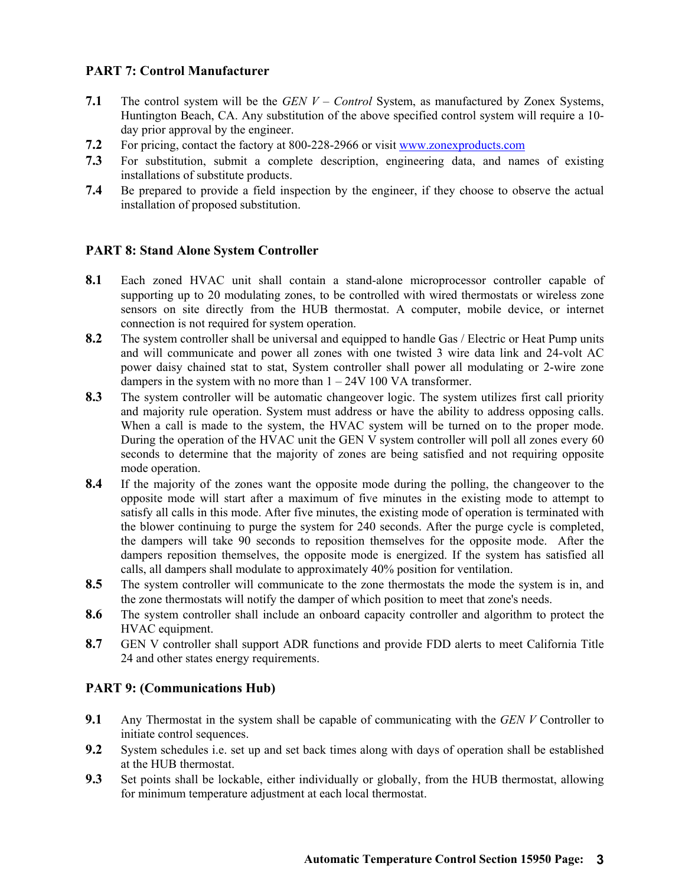## PART 7: Control Manufacturer

**7.1** The control system will be the *GEN V – Control* System, as manufactured by Zonex Systems, Huntington Beach, CA. Any substitution of the above specified control system will require a 10-day prior approval by the engineer.

**7.2** For pricing, contact the factory at 800-228-2966 or visit [www.zonexproducts.com](http://www.zonexproducts.com)

**7.3** For substitution, submit a complete description, engineering data, and names of existing installations of substitute products.

**7.4** Be prepared to provide a field inspection by the engineer, if they choose to observe the actual installation of proposed substitution.

## PART 8: Stand Alone System Controller

**8.1** Each zoned HVAC unit shall contain a stand-alone microprocessor controller capable of supporting up to 20 modulating zones, to be controlled with wired thermostats or wireless zone sensors on site directly from the HUB thermostat. A computer, mobile device, or internet connection is not required for system operation.

**8.2** The system controller shall be universal and equipped to handle Gas / Electric or Heat Pump units and will communicate and power all zones with one twisted 3 wire data link and 24-volt AC power daisy chained stat to stat, System controller shall power all modulating or 2-wire zone dampers in the system with no more than 1 – 24V 100 VA transformer.

**8.3** The system controller will be automatic changeover logic. The system utilizes first call priority and majority rule operation. System must address or have the ability to address opposing calls. When a call is made to the system, the HVAC system will be turned on to the proper mode. During the operation of the HVAC unit the GEN V system controller will poll all zones every 60 seconds to determine that the majority of zones are being satisfied and not requiring opposite mode operation.

**8.4** If the majority of the zones want the opposite mode during the polling, the changeover to the opposite mode will start after a maximum of five minutes in the existing mode to attempt to satisfy all calls in this mode. After five minutes, the existing mode of operation is terminated with the blower continuing to purge the system for 240 seconds. After the purge cycle is completed, the dampers will take 90 seconds to reposition themselves for the opposite mode. After the dampers reposition themselves, the opposite mode is energized. If the system has satisfied all calls, all dampers shall modulate to approximately 40% position for ventilation.

**8.5** The system controller will communicate to the zone thermostats the mode the system is in, and the zone thermostats will notify the damper of which position to meet that zone's needs.

**8.6** The system controller shall include an onboard capacity controller and algorithm to protect the HVAC equipment.

**8.7** GEN V controller shall support ADR functions and provide FDD alerts to meet California Title 24 and other states energy requirements.

## PART 9: (Communications Hub)

**9.1** Any Thermostat in the system shall be capable of communicating with the *GEN V* Controller to initiate control sequences.

**9.2** System schedules i.e. set up and set back times along with days of operation shall be established at the HUB thermostat.

**9.3** Set points shall be lockable, either individually or globally, from the HUB thermostat, allowing for minimum temperature adjustment at each local thermostat.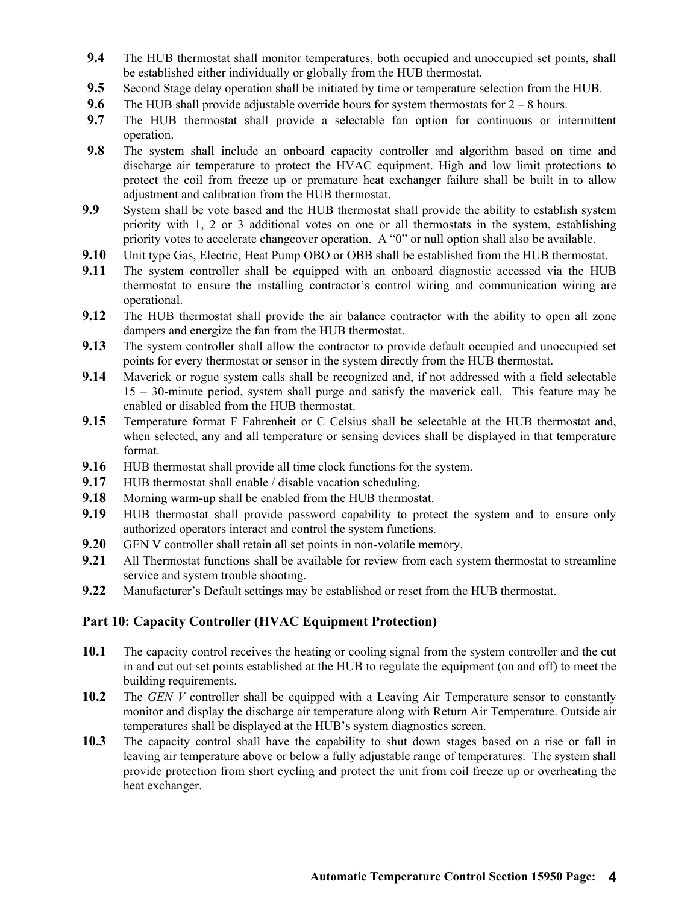**9.4** The HUB thermostat shall monitor temperatures, both occupied and unoccupied set points, shall be established either individually or globally from the HUB thermostat.

**9.5** Second Stage delay operation shall be initiated by time or temperature selection from the HUB.

**9.6** The HUB shall provide adjustable override hours for system thermostats for 2 – 8 hours.

**9.7** The HUB thermostat shall provide a selectable fan option for continuous or intermittent operation.

**9.8** The system shall include an onboard capacity controller and algorithm based on time and discharge air temperature to protect the HVAC equipment. High and low limit protections to protect the coil from freeze up or premature heat exchanger failure shall be built in to allow adjustment and calibration from the HUB thermostat.

**9.9** System shall be vote based and the HUB thermostat shall provide the ability to establish system priority with 1, 2 or 3 additional votes on one or all thermostats in the system, establishing priority votes to accelerate changeover operation. A "0" or null option shall also be available.

**9.10** Unit type Gas, Electric, Heat Pump OBO or OBB shall be established from the HUB thermostat.

**9.11** The system controller shall be equipped with an onboard diagnostic accessed via the HUB thermostat to ensure the installing contractor's control wiring and communication wiring are operational.

**9.12** The HUB thermostat shall provide the air balance contractor with the ability to open all zone dampers and energize the fan from the HUB thermostat.

**9.13** The system controller shall allow the contractor to provide default occupied and unoccupied set points for every thermostat or sensor in the system directly from the HUB thermostat.

**9.14** Maverick or rogue system calls shall be recognized and, if not addressed with a field selectable 15 – 30-minute period, system shall purge and satisfy the maverick call. This feature may be enabled or disabled from the HUB thermostat.

**9.15** Temperature format F Fahrenheit or C Celsius shall be selectable at the HUB thermostat and, when selected, any and all temperature or sensing devices shall be displayed in that temperature format.

**9.16** HUB thermostat shall provide all time clock functions for the system.

**9.17** HUB thermostat shall enable / disable vacation scheduling.

**9.18** Morning warm-up shall be enabled from the HUB thermostat.

**9.19** HUB thermostat shall provide password capability to protect the system and to ensure only authorized operators interact and control the system functions.

**9.20** GEN V controller shall retain all set points in non-volatile memory.

**9.21** All Thermostat functions shall be available for review from each system thermostat to streamline service and system trouble shooting.

**9.22** Manufacturer's Default settings may be established or reset from the HUB thermostat.

## Part 10: Capacity Controller (HVAC Equipment Protection)

**10.1** The capacity control receives the heating or cooling signal from the system controller and the cut in and cut out set points established at the HUB to regulate the equipment (on and off) to meet the building requirements.

**10.2** The *GEN V* controller shall be equipped with a Leaving Air Temperature sensor to constantly monitor and display the discharge air temperature along with Return Air Temperature. Outside air temperatures shall be displayed at the HUB's system diagnostics screen.

**10.3** The capacity control shall have the capability to shut down stages based on a rise or fall in leaving air temperature above or below a fully adjustable range of temperatures. The system shall provide protection from short cycling and protect the unit from coil freeze up or overheating the heat exchanger.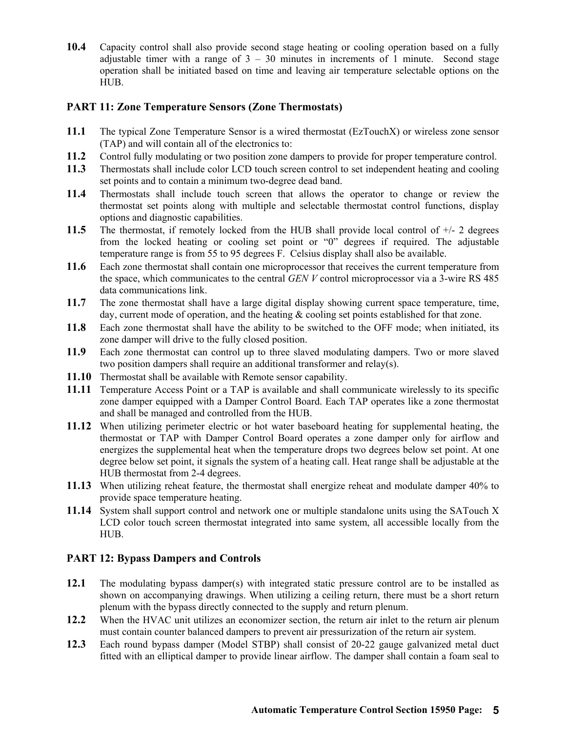**10.4** Capacity control shall also provide second stage heating or cooling operation based on a fully adjustable timer with a range of 3 – 30 minutes in increments of 1 minute. Second stage operation shall be initiated based on time and leaving air temperature selectable options on the HUB.

## PART 11: Zone Temperature Sensors (Zone Thermostats)

**11.1** The typical Zone Temperature Sensor is a wired thermostat (EzTouchX) or wireless zone sensor (TAP) and will contain all of the electronics to:

**11.2** Control fully modulating or two position zone dampers to provide for proper temperature control.

**11.3** Thermostats shall include color LCD touch screen control to set independent heating and cooling set points and to contain a minimum two-degree dead band.

**11.4** Thermostats shall include touch screen that allows the operator to change or review the thermostat set points along with multiple and selectable thermostat control functions, display options and diagnostic capabilities.

**11.5** The thermostat, if remotely locked from the HUB shall provide local control of +/- 2 degrees from the locked heating or cooling set point or "0" degrees if required. The adjustable temperature range is from 55 to 95 degrees F. Celsius display shall also be available.

**11.6** Each zone thermostat shall contain one microprocessor that receives the current temperature from the space, which communicates to the central *GEN V* control microprocessor via a 3-wire RS 485 data communications link.

**11.7** The zone thermostat shall have a large digital display showing current space temperature, time, day, current mode of operation, and the heating & cooling set points established for that zone.

**11.8** Each zone thermostat shall have the ability to be switched to the OFF mode; when initiated, its zone damper will drive to the fully closed position.

**11.9** Each zone thermostat can control up to three slaved modulating dampers. Two or more slaved two position dampers shall require an additional transformer and relay(s).

**11.10** Thermostat shall be available with Remote sensor capability.

**11.11** Temperature Access Point or a TAP is available and shall communicate wirelessly to its specific zone damper equipped with a Damper Control Board. Each TAP operates like a zone thermostat and shall be managed and controlled from the HUB.

**11.12** When utilizing perimeter electric or hot water baseboard heating for supplemental heating, the thermostat or TAP with Damper Control Board operates a zone damper only for airflow and energizes the supplemental heat when the temperature drops two degrees below set point. At one degree below set point, it signals the system of a heating call. Heat range shall be adjustable at the HUB thermostat from 2-4 degrees.

**11.13** When utilizing reheat feature, the thermostat shall energize reheat and modulate damper 40% to provide space temperature heating.

**11.14** System shall support control and network one or multiple standalone units using the SATouch X LCD color touch screen thermostat integrated into same system, all accessible locally from the HUB.

## PART 12: Bypass Dampers and Controls

**12.1** The modulating bypass damper(s) with integrated static pressure control are to be installed as shown on accompanying drawings. When utilizing a ceiling return, there must be a short return plenum with the bypass directly connected to the supply and return plenum.

**12.2** When the HVAC unit utilizes an economizer section, the return air inlet to the return air plenum must contain counter balanced dampers to prevent air pressurization of the return air system.

**12.3** Each round bypass damper (Model STBP) shall consist of 20-22 gauge galvanized metal duct fitted with an elliptical damper to provide linear airflow. The damper shall contain a foam seal to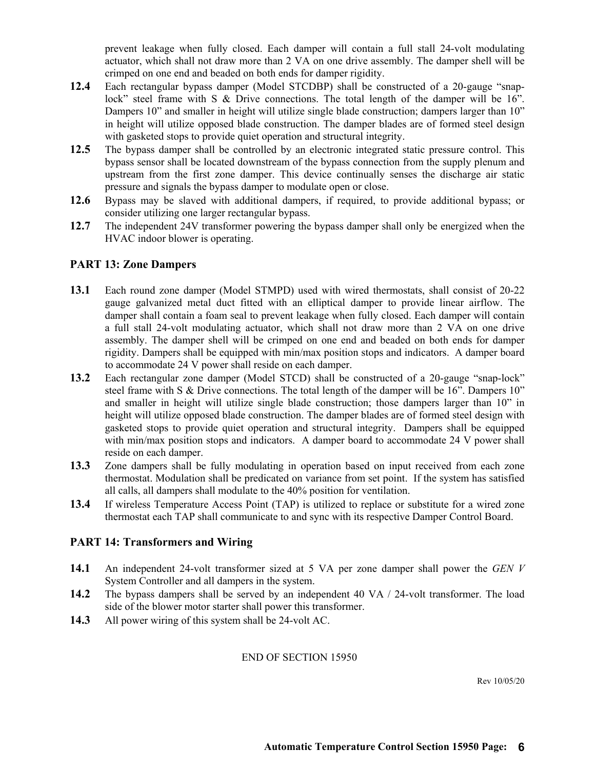prevent leakage when fully closed. Each damper will contain a full stall 24-volt modulating actuator, which shall not draw more than 2 VA on one drive assembly. The damper shell will be crimped on one end and beaded on both ends for damper rigidity.

**12.4** Each rectangular bypass damper (Model STCDBP) shall be constructed of a 20-gauge "snap-lock" steel frame with S & Drive connections. The total length of the damper will be 16". Dampers 10" and smaller in height will utilize single blade construction; dampers larger than 10" in height will utilize opposed blade construction. The damper blades are of formed steel design with gasketed stops to provide quiet operation and structural integrity.

**12.5** The bypass damper shall be controlled by an electronic integrated static pressure control. This bypass sensor shall be located downstream of the bypass connection from the supply plenum and upstream from the first zone damper. This device continually senses the discharge air static pressure and signals the bypass damper to modulate open or close.

**12.6** Bypass may be slaved with additional dampers, if required, to provide additional bypass; or consider utilizing one larger rectangular bypass.

**12.7** The independent 24V transformer powering the bypass damper shall only be energized when the HVAC indoor blower is operating.

## PART 13: Zone Dampers

**13.1** Each round zone damper (Model STMPD) used with wired thermostats, shall consist of 20-22 gauge galvanized metal duct fitted with an elliptical damper to provide linear airflow. The damper shall contain a foam seal to prevent leakage when fully closed. Each damper will contain a full stall 24-volt modulating actuator, which shall not draw more than 2 VA on one drive assembly. The damper shell will be crimped on one end and beaded on both ends for damper rigidity. Dampers shall be equipped with min/max position stops and indicators. A damper board to accommodate 24 V power shall reside on each damper.

**13.2** Each rectangular zone damper (Model STCD) shall be constructed of a 20-gauge "snap-lock" steel frame with S & Drive connections. The total length of the damper will be 16". Dampers 10" and smaller in height will utilize single blade construction; those dampers larger than 10" in height will utilize opposed blade construction. The damper blades are of formed steel design with gasketed stops to provide quiet operation and structural integrity. Dampers shall be equipped with min/max position stops and indicators. A damper board to accommodate 24 V power shall reside on each damper.

**13.3** Zone dampers shall be fully modulating in operation based on input received from each zone thermostat. Modulation shall be predicated on variance from set point. If the system has satisfied all calls, all dampers shall modulate to the 40% position for ventilation.

**13.4** If wireless Temperature Access Point (TAP) is utilized to replace or substitute for a wired zone thermostat each TAP shall communicate to and sync with its respective Damper Control Board.

## PART 14: Transformers and Wiring

**14.1** An independent 24-volt transformer sized at 5 VA per zone damper shall power the *GEN V* System Controller and all dampers in the system.

**14.2** The bypass dampers shall be served by an independent 40 VA / 24-volt transformer. The load side of the blower motor starter shall power this transformer.

**14.3** All power wiring of this system shall be 24-volt AC.

END OF SECTION 15950

Rev 10/05/20